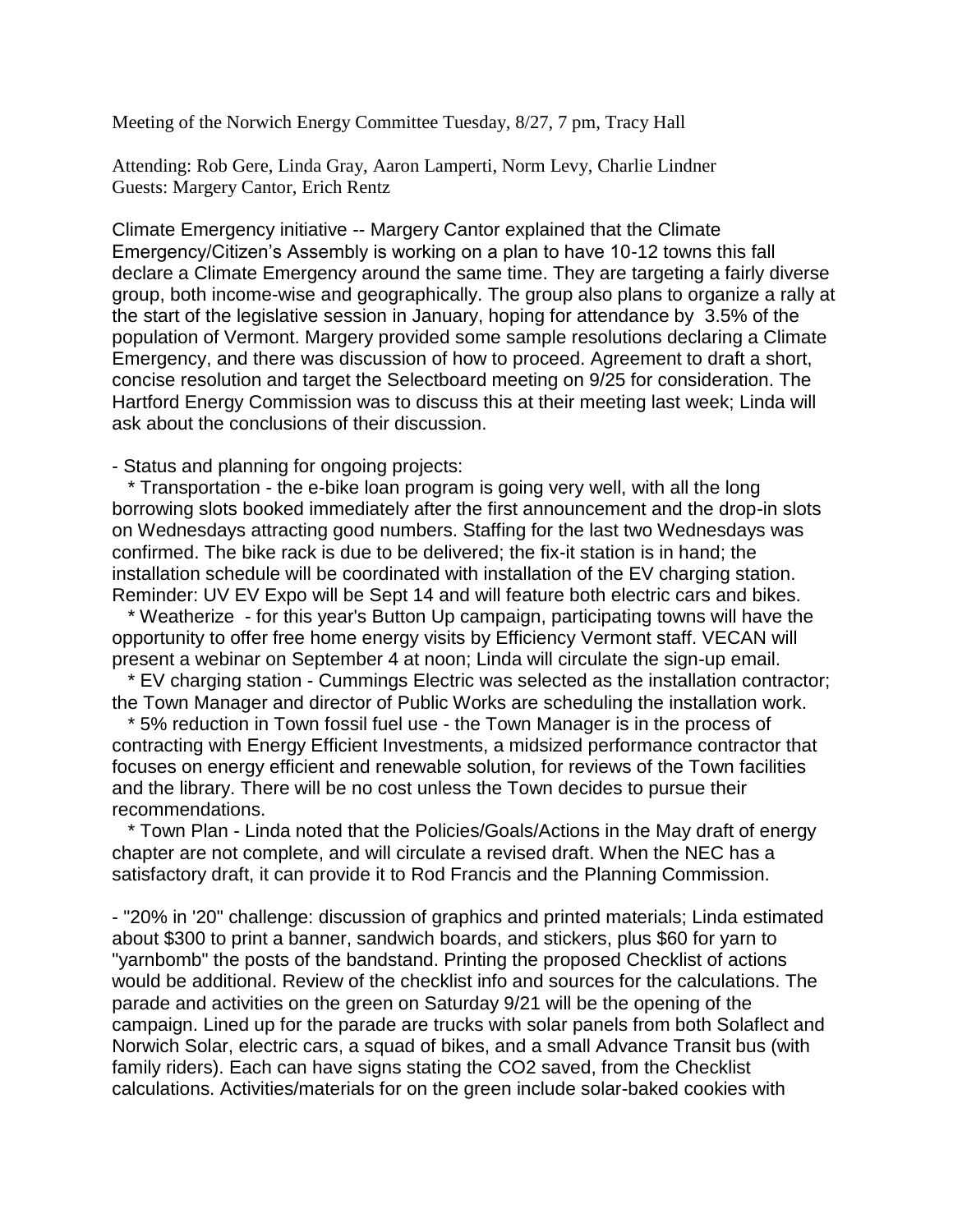Meeting of the Norwich Energy Committee Tuesday, 8/27, 7 pm, Tracy Hall

Attending: Rob Gere, Linda Gray, Aaron Lamperti, Norm Levy, Charlie Lindner
Guests: Margery Cantor, Erich Rentz

Climate Emergency initiative -- Margery Cantor explained that the Climate Emergency/Citizen's Assembly is working on a plan to have 10-12 towns this fall declare a Climate Emergency around the same time. They are targeting a fairly diverse group, both income-wise and geographically. The group also plans to organize a rally at the start of the legislative session in January, hoping for attendance by 3.5% of the population of Vermont. Margery provided some sample resolutions declaring a Climate Emergency, and there was discussion of how to proceed. Agreement to draft a short, concise resolution and target the Selectboard meeting on 9/25 for consideration. The Hartford Energy Commission was to discuss this at their meeting last week; Linda will ask about the conclusions of their discussion.

- Status and planning for ongoing projects:
  - Transportation - the e-bike loan program is going very well, with all the long borrowing slots booked immediately after the first announcement and the drop-in slots on Wednesdays attracting good numbers. Staffing for the last two Wednesdays was confirmed. The bike rack is due to be delivered; the fix-it station is in hand; the installation schedule will be coordinated with installation of the EV charging station. Reminder: UV EV Expo will be Sept 14 and will feature both electric cars and bikes.
  - Weatherize - for this year's Button Up campaign, participating towns will have the opportunity to offer free home energy visits by Efficiency Vermont staff. VECAN will present a webinar on September 4 at noon; Linda will circulate the sign-up email.
  - EV charging station - Cummings Electric was selected as the installation contractor; the Town Manager and director of Public Works are scheduling the installation work.
  - 5% reduction in Town fossil fuel use - the Town Manager is in the process of contracting with Energy Efficient Investments, a midsized performance contractor that focuses on energy efficient and renewable solution, for reviews of the Town facilities and the library. There will be no cost unless the Town decides to pursue their recommendations.
  - Town Plan - Linda noted that the Policies/Goals/Actions in the May draft of energy chapter are not complete, and will circulate a revised draft. When the NEC has a satisfactory draft, it can provide it to Rod Francis and the Planning Commission.

- "20% in '20" challenge: discussion of graphics and printed materials; Linda estimated about $300 to print a banner, sandwich boards, and stickers, plus $60 for yarn to "yarnbomb" the posts of the bandstand. Printing the proposed Checklist of actions would be additional. Review of the checklist info and sources for the calculations. The parade and activities on the green on Saturday 9/21 will be the opening of the campaign. Lined up for the parade are trucks with solar panels from both Solaflect and Norwich Solar, electric cars, a squad of bikes, and a small Advance Transit bus (with family riders). Each can have signs stating the $CO_2$ saved, from the Checklist calculations. Activities/materials for on the green include solar-baked cookies with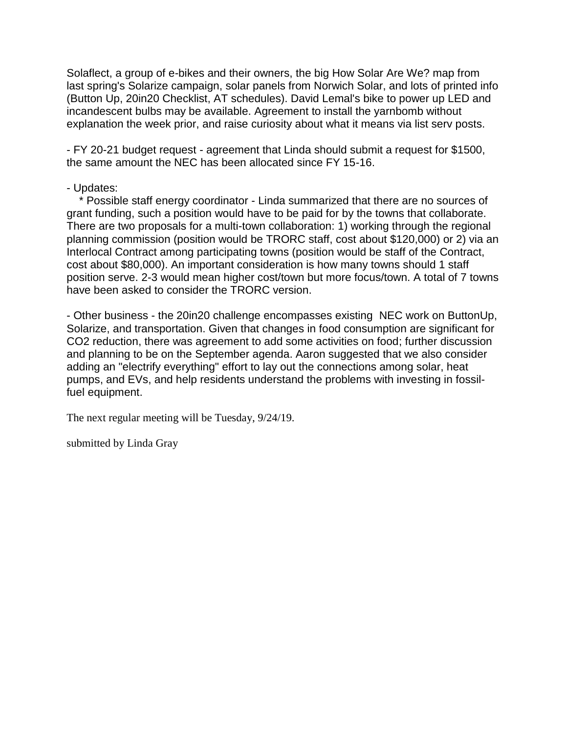Solaflect, a group of e-bikes and their owners, the big How Solar Are We? map from last spring's Solarize campaign, solar panels from Norwich Solar, and lots of printed info (Button Up, 20in20 Checklist, AT schedules). David Lemal's bike to power up LED and incandescent bulbs may be available. Agreement to install the yarnbomb without explanation the week prior, and raise curiosity about what it means via list serv posts.

- FY 20-21 budget request - agreement that Linda should submit a request for $1500, the same amount the NEC has been allocated since FY 15-16.

- Updates:
    * Possible staff energy coordinator - Linda summarized that there are no sources of grant funding, such a position would have to be paid for by the towns that collaborate. There are two proposals for a multi-town collaboration: 1) working through the regional planning commission (position would be TRORC staff, cost about $120,000) or 2) via an Interlocal Contract among participating towns (position would be staff of the Contract, cost about $80,000). An important consideration is how many towns should 1 staff position serve. 2-3 would mean higher cost/town but more focus/town. A total of 7 towns have been asked to consider the TRORC version.

- Other business - the 20in20 challenge encompasses existing NEC work on ButtonUp, Solarize, and transportation. Given that changes in food consumption are significant for $CO_2$ reduction, there was agreement to add some activities on food; further discussion and planning to be on the September agenda. Aaron suggested that we also consider adding an "electrify everything" effort to lay out the connections among solar, heat pumps, and EVs, and help residents understand the problems with investing in fossil-fuel equipment.

The next regular meeting will be Tuesday, 9/24/19.

submitted by Linda Gray